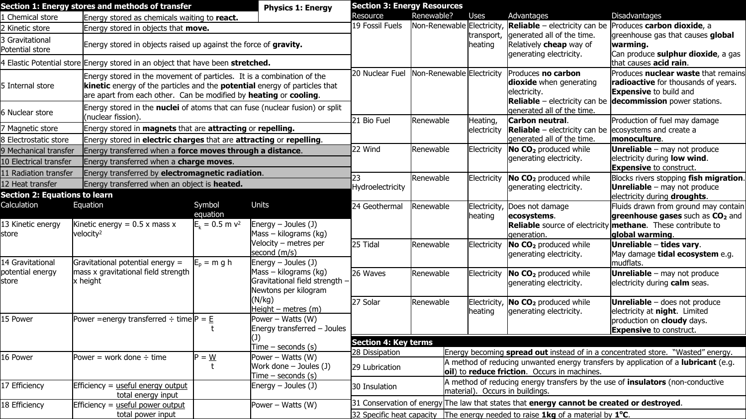# Physics 1: Energy

## Section 1: Energy stores and methods of transfer

| | |
|---|---|
| 1 Chemical store | Energy stored as chemicals waiting to **react.** |
| 2 Kinetic store | Energy stored in objects that **move.** |
| 3 Gravitational Potential store | Energy stored in objects raised up against the force of **gravity.** |
| 4 Elastic Potential store | Energy stored in an object that have been **stretched.** |
| 5 Internal store | Energy stored in the movement of particles. It is a combination of the **kinetic** energy of the particles and the **potential** energy of particles that are apart from each other. Can be modified by **heating** or **cooling**. |
| 6 Nuclear store | Energy stored in the **nuclei** of atoms that can fuse (nuclear fusion) or split (nuclear fission). |
| 7 Magnetic store | Energy stored in **magnets** that are **attracting** or **repelling.** |
| 8 Electrostatic store | Energy stored in **electric charges** that are **attracting** or **repelling**. |
| 9 Mechanical transfer | Energy transferred when a **force moves through a distance**. |
| 10 Electrical transfer | Energy transferred when a **charge moves**. |
| 11 Radiation transfer | Energy transferred by **electromagnetic radiation**. |
| 12 Heat transfer | Energy transferred when an object is **heated.** |

## Section 2: Equations to learn

| Calculation | Equation | Symbol equation | Units |
|---|---|---|---|
| 13 Kinetic energy store | Kinetic energy = 0.5 x mass x velocity$^2$ | $E_k = 0.5\ m\ v^2$ | Energy – Joules (J)<br>Mass – kilograms (kg)<br>Velocity – metres per second (m/s) |
| 14 Gravitational potential energy store | Gravitational potential energy = mass x gravitational field strength x height | $E_p = m\ g\ h$ | Energy – Joules (J)<br>Mass – kilograms (kg)<br>Gravitational field strength – Newtons per kilogram (N/kg)<br>Height – metres (m) |
| 15 Power | Power = energy transferred ÷ time | $P = \frac{E}{t}$ | Power – Watts (W)<br>Energy transferred – Joules (J)<br>Time – seconds (s) |
| 16 Power | Power = work done ÷ time | $P = \frac{W}{t}$ | Power – Watts (W)<br>Work done – Joules (J)<br>Time – seconds (s) |
| 17 Efficiency | Efficiency = $\frac{\text{useful energy output}}{\text{total energy input}}$ | | Energy – Joules (J) |
| 18 Efficiency | Efficiency = $\frac{\text{useful power output}}{\text{total power input}}$ | | Power – Watts (W) |

## Section 3: Energy Resources

| Resource | Renewable? | Uses | Advantages | Disadvantages |
|---|---|---|---|---|
| 19 Fossil Fuels | Non-Renewable | Electricity, transport, heating | **Reliable** – electricity can be generated all of the time. Relatively **cheap** way of generating electricity. | Produces **carbon dioxide**, a greenhouse gas that causes **global warming.** Can produce **sulphur dioxide**, a gas that causes **acid rain**. |
| 20 Nuclear Fuel | Non-Renewable | Electricity | Produces **no carbon dioxide** when generating electricity. **Reliable** – electricity can be generated all of the time. | Produces **nuclear waste** that remains **radioactive** for thousands of years. **Expensive** to build and **decommission** power stations. |
| 21 Bio Fuel | Renewable | Heating, electricity | **Carbon neutral**. **Reliable** – electricity can be generated all of the time. | Production of fuel may damage ecosystems and create a **monoculture**. |
| 22 Wind | Renewable | Electricity | **No $CO_2$** produced while generating electricity. | **Unreliable** – may not produce electricity during **low wind**. **Expensive** to construct. |
| 23 Hydroelectricity | Renewable | Electricity | **No $CO_2$** produced while generating electricity. | Blocks rivers stopping **fish migration**. **Unreliable** – may not produce electricity during **droughts**. |
| 24 Geothermal | Renewable | Electricity, heating | Does not damage **ecosystems**. **Reliable** source of electricity generation. | Fluids drawn from ground may contain **greenhouse gases** such as **$CO_2$** and **methane**. These contribute to **global warming**. |
| 25 Tidal | Renewable | Electricity | **No $CO_2$** produced while generating electricity. | **Unreliable** – **tides vary**. May damage **tidal ecosystem** e.g. mudflats. |
| 26 Waves | Renewable | Electricity | **No $CO_2$** produced while generating electricity. | **Unreliable** – may not produce electricity during **calm** seas. |
| 27 Solar | Renewable | Electricity, heating | **No $CO_2$** produced while generating electricity. | **Unreliable** – does not produce electricity at **night**. Limited production on **cloudy** days. **Expensive** to construct. |

## Section 4: Key terms

| | |
|---|---|
| 28 Dissipation | Energy becoming **spread out** instead of in a concentrated store. "Wasted" energy. |
| 29 Lubrication | A method of reducing unwanted energy transfers by application of a **lubricant** (e.g. **oil**) to **reduce friction**. Occurs in machines. |
| 30 Insulation | A method of reducing energy transfers by the use of **insulators** (non-conductive material). Occurs in buildings. |
| 31 Conservation of energy | The law that states that **energy cannot be created or destroyed**. |
| 32 Specific heat capacity | The energy needed to raise **1kg** of a material by **1°C**. |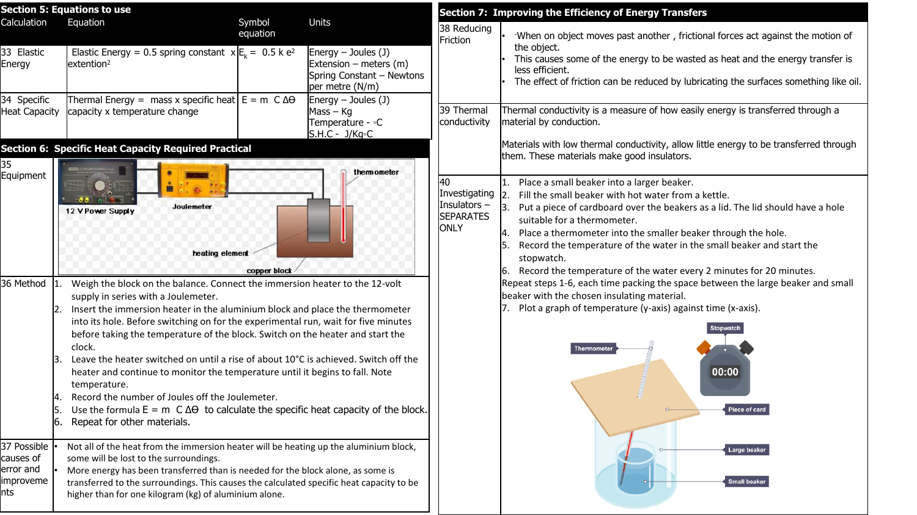## Section 5: Equations to use

| Calculation | Equation | Symbol equation | Units |
| --- | --- | --- | --- |
| 33 Elastic Energy | Elastic Energy = 0.5 spring constant x extension[2] | $E_k = 0.5\ k\ e^2$ | Energy – Joules (J)<br>Extension – meters (m)<br>Spring Constant – Newtons per metre (N/m) |
| 34 Specific Heat Capacity | Thermal Energy = mass x specific heat capacity x temperature change | $E = m\ C\ \Delta\Theta$ | Energy – Joules (J)<br>Mass – Kg<br>Temperature - ◦C<br>S.H.C - J/Kg◦C |

## Section 6: Specific Heat Capacity Required Practical

**35 Equipment**

12 V Power Supply

Joulemeter

thermometer

heating element

copper block

**36 Method**

1. Weigh the block on the balance. Connect the immersion heater to the 12-volt supply in series with a Joulemeter.
2. Insert the immersion heater in the aluminium block and place the thermometer into its hole. Before switching on for the experimental run, wait for five minutes before taking the temperature of the block. Switch on the heater and start the clock.
3. Leave the heater switched on until a rise of about 10°C is achieved. Switch off the heater and continue to monitor the temperature until it begins to fall. Note temperature.
4. Record the number of Joules off the Joulemeter.
5. Use the formula $E = m\ C\ \Delta\Theta$ to calculate the specific heat capacity of the block.
6. Repeat for other materials.

**37 Possible causes of error and improvements**

- Not all of the heat from the immersion heater will be heating up the aluminium block, some will be lost to the surroundings.
- More energy has been transferred than is needed for the block alone, as some is transferred to the surroundings. This causes the calculated specific heat capacity to be higher than for one kilogram (kg) of aluminium alone.

## Section 7: Improving the Efficiency of Energy Transfers

**38 Reducing Friction**

- When on object moves past another , frictional forces act against the motion of the object.
- This causes some of the energy to be wasted as heat and the energy transfer is less efficient.
- The effect of friction can be reduced by lubricating the surfaces something like oil.

**39 Thermal conductivity**

Thermal conductivity is a measure of how easily energy is transferred through a material by conduction.

Materials with low thermal conductivity, allow little energy to be transferred through them. These materials make good insulators.

**40 Investigating Insulators – SEPARATES ONLY**

1. Place a small beaker into a larger beaker.
2. Fill the small beaker with hot water from a kettle.
3. Put a piece of cardboard over the beakers as a lid. The lid should have a hole suitable for a thermometer.
4. Place a thermometer into the smaller beaker through the hole.
5. Record the temperature of the water in the small beaker and start the stopwatch.
6. Record the temperature of the water every 2 minutes for 20 minutes.

Repeat steps 1-6, each time packing the space between the large beaker and small beaker with the chosen insulating material.

7. Plot a graph of temperature (y-axis) against time (x-axis).

Stopwatch

Thermometer

00:00

Piece of card

Large beaker

Small beaker